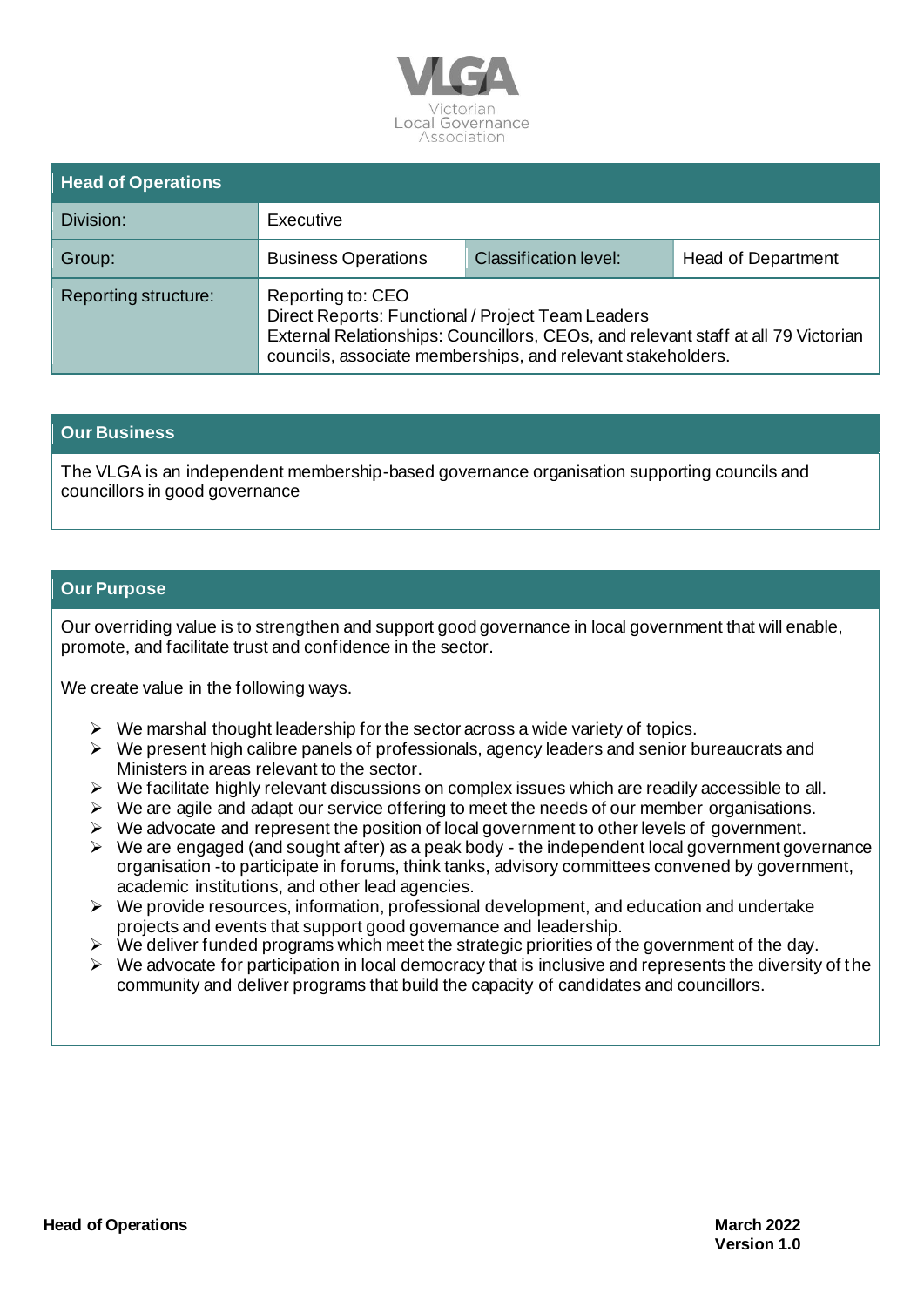VLGA
Victorian Local Governance Association

| Head of Operations | | | |
|---|---|---|---|
| Division: | Executive | | |
| Group: | Business Operations | Classification level: | Head of Department |
| Reporting structure: | Reporting to: CEO<br>Direct Reports: Functional / Project Team Leaders<br>External Relationships: Councillors, CEOs, and relevant staff at all 79 Victorian councils, associate memberships, and relevant stakeholders. | | |

## Our Business

The VLGA is an independent membership-based governance organisation supporting councils and councillors in good governance

## Our Purpose

Our overriding value is to strengthen and support good governance in local government that will enable, promote, and facilitate trust and confidence in the sector.

We create value in the following ways.

- We marshal thought leadership for the sector across a wide variety of topics.
- We present high calibre panels of professionals, agency leaders and senior bureaucrats and Ministers in areas relevant to the sector.
- We facilitate highly relevant discussions on complex issues which are readily accessible to all.
- We are agile and adapt our service offering to meet the needs of our member organisations.
- We advocate and represent the position of local government to other levels of government.
- We are engaged (and sought after) as a peak body - the independent local government governance organisation -to participate in forums, think tanks, advisory committees convened by government, academic institutions, and other lead agencies.
- We provide resources, information, professional development, and education and undertake projects and events that support good governance and leadership.
- We deliver funded programs which meet the strategic priorities of the government of the day.
- We advocate for participation in local democracy that is inclusive and represents the diversity of the community and deliver programs that build the capacity of candidates and councillors.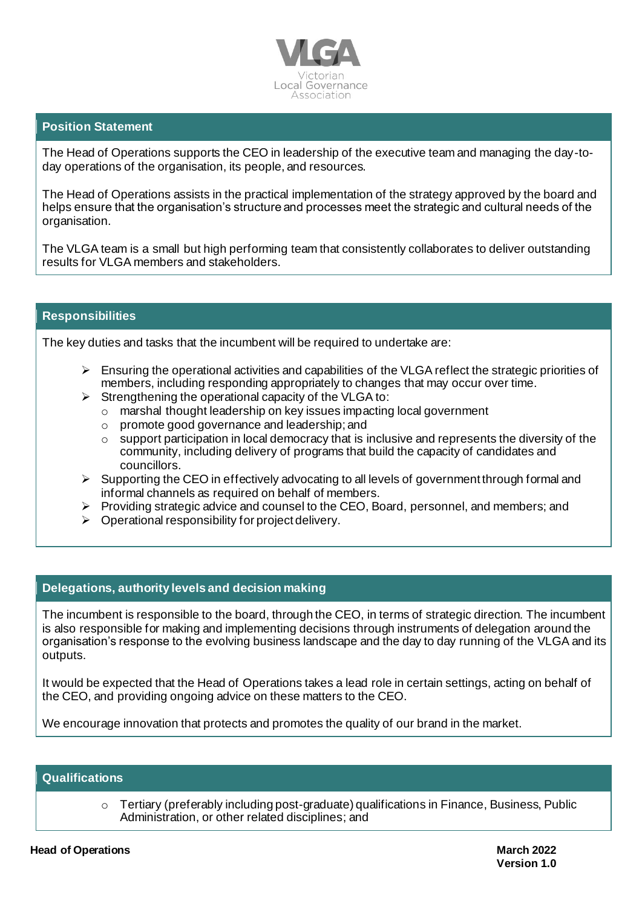## Position Statement

The Head of Operations supports the CEO in leadership of the executive team and managing the day-to-day operations of the organisation, its people, and resources.

The Head of Operations assists in the practical implementation of the strategy approved by the board and helps ensure that the organisation's structure and processes meet the strategic and cultural needs of the organisation.

The VLGA team is a small but high performing team that consistently collaborates to deliver outstanding results for VLGA members and stakeholders.

## Responsibilities

The key duties and tasks that the incumbent will be required to undertake are:

- Ensuring the operational activities and capabilities of the VLGA reflect the strategic priorities of members, including responding appropriately to changes that may occur over time.
- Strengthening the operational capacity of the VLGA to:
  - marshal thought leadership on key issues impacting local government
  - promote good governance and leadership; and
  - support participation in local democracy that is inclusive and represents the diversity of the community, including delivery of programs that build the capacity of candidates and councillors.
- Supporting the CEO in effectively advocating to all levels of government through formal and informal channels as required on behalf of members.
- Providing strategic advice and counsel to the CEO, Board, personnel, and members; and
- Operational responsibility for project delivery.

## Delegations, authority levels and decision making

The incumbent is responsible to the board, through the CEO, in terms of strategic direction. The incumbent is also responsible for making and implementing decisions through instruments of delegation around the organisation's response to the evolving business landscape and the day to day running of the VLGA and its outputs.

It would be expected that the Head of Operations takes a lead role in certain settings, acting on behalf of the CEO, and providing ongoing advice on these matters to the CEO.

We encourage innovation that protects and promotes the quality of our brand in the market.

## Qualifications

- Tertiary (preferably including post-graduate) qualifications in Finance, Business, Public Administration, or other related disciplines; and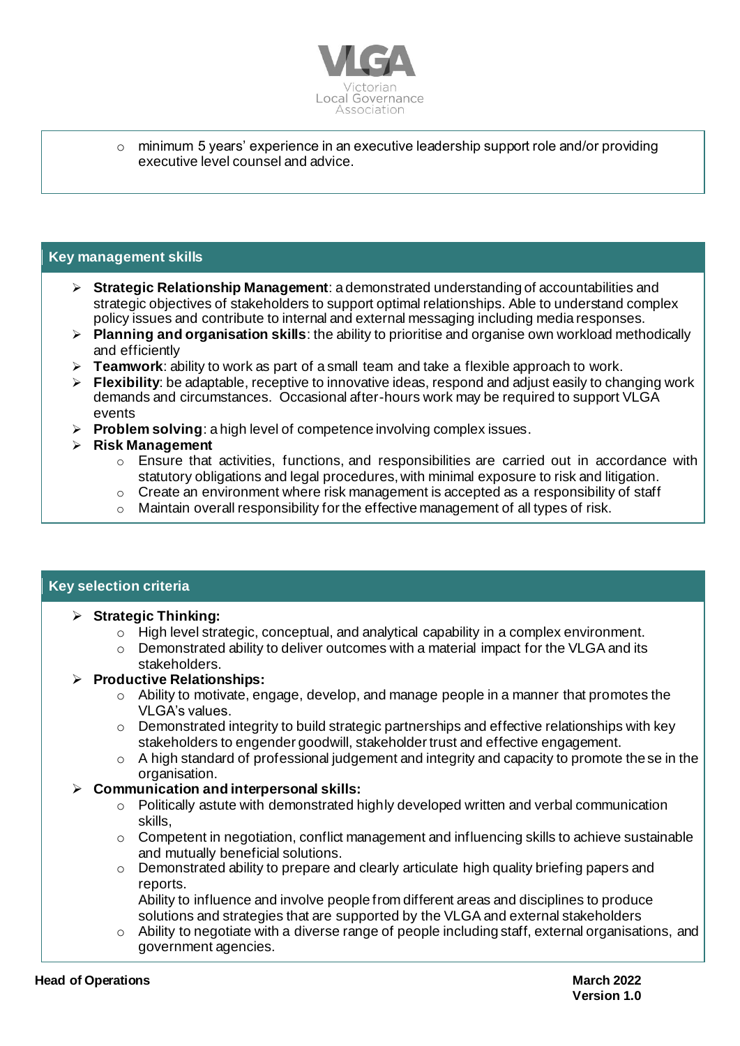- minimum 5 years' experience in an executive leadership support role and/or providing executive level counsel and advice.

## Key management skills

- **Strategic Relationship Management**: a demonstrated understanding of accountabilities and strategic objectives of stakeholders to support optimal relationships. Able to understand complex policy issues and contribute to internal and external messaging including media responses.
- **Planning and organisation skills**: the ability to prioritise and organise own workload methodically and efficiently
- **Teamwork**: ability to work as part of a small team and take a flexible approach to work.
- **Flexibility**: be adaptable, receptive to innovative ideas, respond and adjust easily to changing work demands and circumstances. Occasional after-hours work may be required to support VLGA events
- **Problem solving**: a high level of competence involving complex issues.
- **Risk Management**
  - Ensure that activities, functions, and responsibilities are carried out in accordance with statutory obligations and legal procedures, with minimal exposure to risk and litigation.
  - Create an environment where risk management is accepted as a responsibility of staff
  - Maintain overall responsibility for the effective management of all types of risk.

## Key selection criteria

- **Strategic Thinking:**
  - High level strategic, conceptual, and analytical capability in a complex environment.
  - Demonstrated ability to deliver outcomes with a material impact for the VLGA and its stakeholders.
- **Productive Relationships:**
  - Ability to motivate, engage, develop, and manage people in a manner that promotes the VLGA's values.
  - Demonstrated integrity to build strategic partnerships and effective relationships with key stakeholders to engender goodwill, stakeholder trust and effective engagement.
  - A high standard of professional judgement and integrity and capacity to promote these in the organisation.
- **Communication and interpersonal skills:**
  - Politically astute with demonstrated highly developed written and verbal communication skills,
  - Competent in negotiation, conflict management and influencing skills to achieve sustainable and mutually beneficial solutions.
  - Demonstrated ability to prepare and clearly articulate high quality briefing papers and reports.
    Ability to influence and involve people from different areas and disciplines to produce solutions and strategies that are supported by the VLGA and external stakeholders
  - Ability to negotiate with a diverse range of people including staff, external organisations, and government agencies.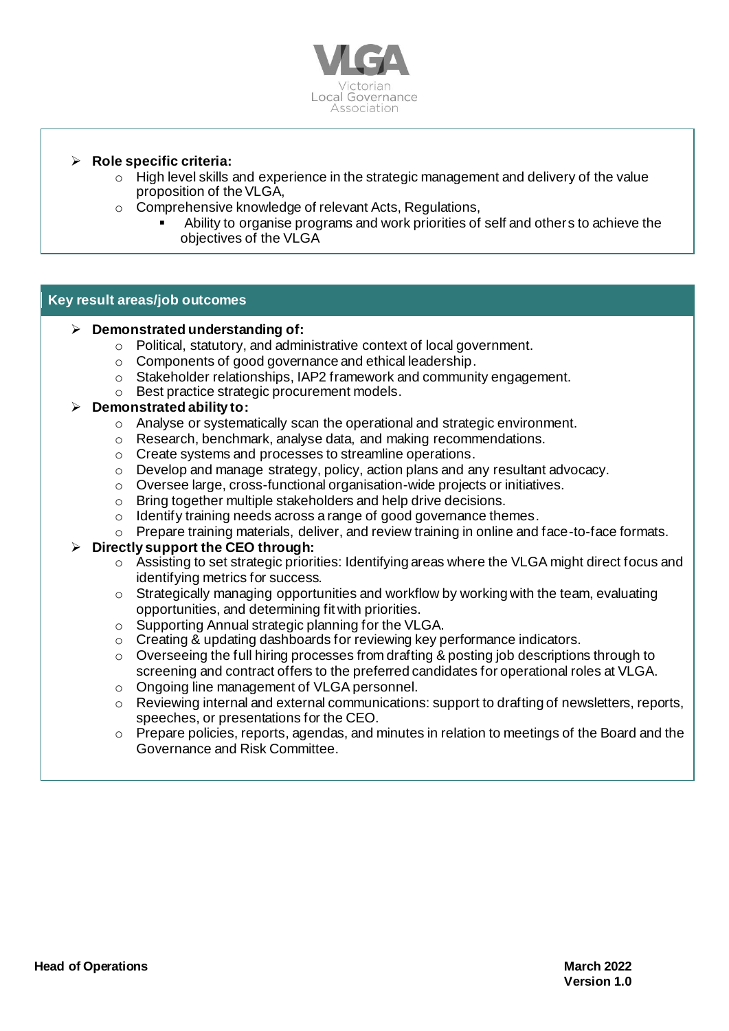- **Role specific criteria:**
  - High level skills and experience in the strategic management and delivery of the value proposition of the VLGA,
  - Comprehensive knowledge of relevant Acts, Regulations,
    - Ability to organise programs and work priorities of self and others to achieve the objectives of the VLGA

## Key result areas/job outcomes

- **Demonstrated understanding of:**
  - Political, statutory, and administrative context of local government.
  - Components of good governance and ethical leadership.
  - Stakeholder relationships, IAP2 framework and community engagement.
  - Best practice strategic procurement models.
- **Demonstrated ability to:**
  - Analyse or systematically scan the operational and strategic environment.
  - Research, benchmark, analyse data, and making recommendations.
  - Create systems and processes to streamline operations.
  - Develop and manage strategy, policy, action plans and any resultant advocacy.
  - Oversee large, cross-functional organisation-wide projects or initiatives.
  - Bring together multiple stakeholders and help drive decisions.
  - Identify training needs across a range of good governance themes.
  - Prepare training materials, deliver, and review training in online and face-to-face formats.
- **Directly support the CEO through:**
  - Assisting to set strategic priorities: Identifying areas where the VLGA might direct focus and identifying metrics for success.
  - Strategically managing opportunities and workflow by working with the team, evaluating opportunities, and determining fit with priorities.
  - Supporting Annual strategic planning for the VLGA.
  - Creating & updating dashboards for reviewing key performance indicators.
  - Overseeing the full hiring processes from drafting & posting job descriptions through to screening and contract offers to the preferred candidates for operational roles at VLGA.
  - Ongoing line management of VLGA personnel.
  - Reviewing internal and external communications: support to drafting of newsletters, reports, speeches, or presentations for the CEO.
  - Prepare policies, reports, agendas, and minutes in relation to meetings of the Board and the Governance and Risk Committee.